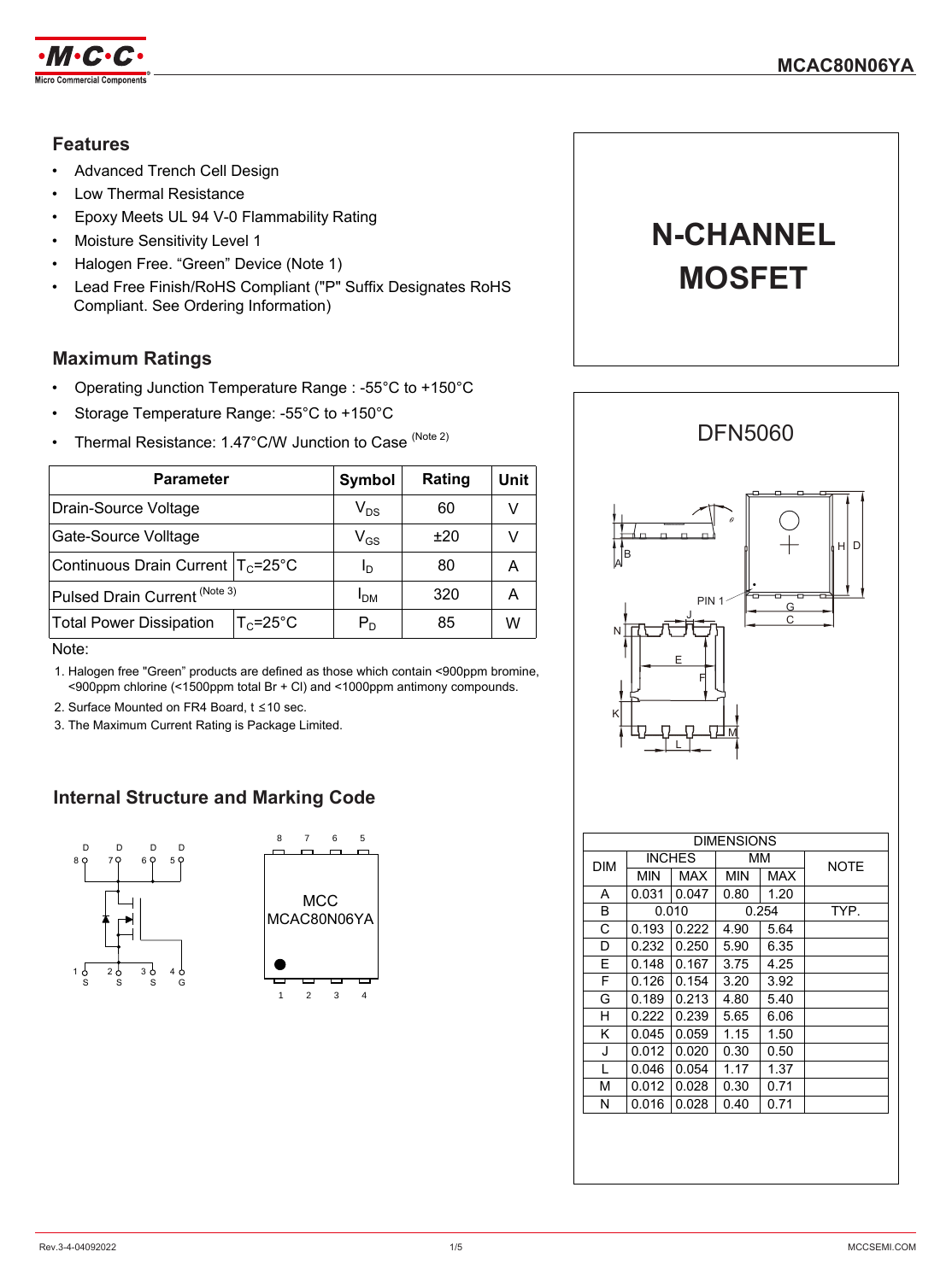**MCAC80N06YA**

# N-CHANNEL MOSFET

## Features

- Advanced Trench Cell Design
- Low Thermal Resistance
- Epoxy Meets UL 94 V-0 Flammability Rating
- Moisture Sensitivity Level 1
- Halogen Free. "Green" Device (Note 1)
- Lead Free Finish/RoHS Compliant ("P" Suffix Designates RoHS Compliant. See Ordering Information)

## Maximum Ratings

- Operating Junction Temperature Range : -55°C to +150°C
- Storage Temperature Range: -55°C to +150°C
- Thermal Resistance: 1.47°C/W Junction to Case (Note 2)

| Parameter | | Symbol | Rating | Unit |
|---|---|---|---|---|
| Drain-Source Voltage | | $V_{DS}$ | 60 | V |
| Gate-Source Volltage | | $V_{GS}$ | ±20 | V |
| Continuous Drain Current | $T_C$=25°C | $I_D$ | 80 | A |
| Pulsed Drain Current (Note 3) | | $I_{DM}$ | 320 | A |
| Total Power Dissipation | $T_C$=25°C | $P_D$ | 85 | W |

Note:

1. Halogen free "Green" products are defined as those which contain <900ppm bromine, <900ppm chlorine (<1500ppm total Br + Cl) and <1000ppm antimony compounds.
2. Surface Mounted on FR4 Board, t ≤10 sec.
3. The Maximum Current Rating is Package Limited.

## Internal Structure and Marking Code

MCC
MCAC80N06YA

## DFN5060

| DIMENSIONS | | | | | |
|---|---|---|---|---|---|
| DIM | INCHES | | MM | | NOTE |
| | MIN | MAX | MIN | MAX | |
| A | 0.031 | 0.047 | 0.80 | 1.20 | |
| B | 0.010 | | 0.254 | | TYP. |
| C | 0.193 | 0.222 | 4.90 | 5.64 | |
| D | 0.232 | 0.250 | 5.90 | 6.35 | |
| E | 0.148 | 0.167 | 3.75 | 4.25 | |
| F | 0.126 | 0.154 | 3.20 | 3.92 | |
| G | 0.189 | 0.213 | 4.80 | 5.40 | |
| H | 0.222 | 0.239 | 5.65 | 6.06 | |
| K | 0.045 | 0.059 | 1.15 | 1.50 | |
| J | 0.012 | 0.020 | 0.30 | 0.50 | |
| L | 0.046 | 0.054 | 1.17 | 1.37 | |
| M | 0.012 | 0.028 | 0.30 | 0.71 | |
| N | 0.016 | 0.028 | 0.40 | 0.71 | |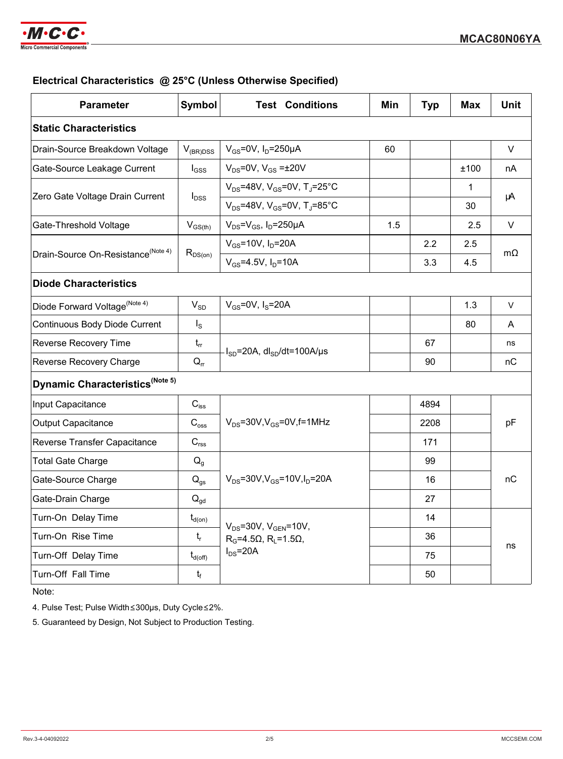## Electrical Characteristics @ 25°C (Unless Otherwise Specified)

| Parameter | Symbol | Test Conditions | Min | Typ | Max | Unit |
|---|---|---|---|---|---|---|
| **Static Characteristics** | | | | | | |
| Drain-Source Breakdown Voltage | $V_{(BR)DSS}$ | $V_{GS}$=0V, $I_D$=250μA | 60 | | | V |
| Gate-Source Leakage Current | $I_{GSS}$ | $V_{DS}$=0V, $V_{GS}$ =±20V | | | ±100 | nA |
| Zero Gate Voltage Drain Current | $I_{DSS}$ | $V_{DS}$=48V, $V_{GS}$=0V, $T_J$=25°C | | | 1 | μA |
| | | $V_{DS}$=48V, $V_{GS}$=0V, $T_J$=85°C | | | 30 | |
| Gate-Threshold Voltage | $V_{GS(th)}$ | $V_{DS}$=$V_{GS}$, $I_D$=250μA | 1.5 | | 2.5 | V |
| Drain-Source On-Resistance(Note 4) | $R_{DS(on)}$ | $V_{GS}$=10V, $I_D$=20A | | 2.2 | 2.5 | mΩ |
| | | $V_{GS}$=4.5V, $I_D$=10A | | 3.3 | 4.5 | |
| **Diode Characteristics** | | | | | | |
| Diode Forward Voltage(Note 4) | $V_{SD}$ | $V_{GS}$=0V, $I_S$=20A | | | 1.3 | V |
| Continuous Body Diode Current | $I_S$ | | | | 80 | A |
| Reverse Recovery Time | $t_{rr}$ | $I_{SD}$=20A, $dI_{SD}/dt$=100A/μs | | 67 | | ns |
| Reverse Recovery Charge | $Q_{rr}$ | | | 90 | | nC |
| **Dynamic Characteristics(Note 5)** | | | | | | |
| Input Capacitance | $C_{iss}$ | $V_{DS}$=30V,$V_{GS}$=0V,f=1MHz | | 4894 | | pF |
| Output Capacitance | $C_{oss}$ | | | 2208 | | |
| Reverse Transfer Capacitance | $C_{rss}$ | | | 171 | | |
| Total Gate Charge | $Q_g$ | $V_{DS}$=30V,$V_{GS}$=10V,$I_D$=20A | | 99 | | nC |
| Gate-Source Charge | $Q_{gs}$ | | | 16 | | |
| Gate-Drain Charge | $Q_{gd}$ | | | 27 | | |
| Turn-On Delay Time | $t_{d(on)}$ | $V_{DS}$=30V, $V_{GEN}$=10V, $R_G$=4.5Ω, $R_L$=1.5Ω, $I_{DS}$=20A | | 14 | | ns |
| Turn-On Rise Time | $t_r$ | | | 36 | | |
| Turn-Off Delay Time | $t_{d(off)}$ | | | 75 | | |
| Turn-Off Fall Time | $t_f$ | | | 50 | | |

Note:

4. Pulse Test; Pulse Width≤300μs, Duty Cycle≤2%.
5. Guaranteed by Design, Not Subject to Production Testing.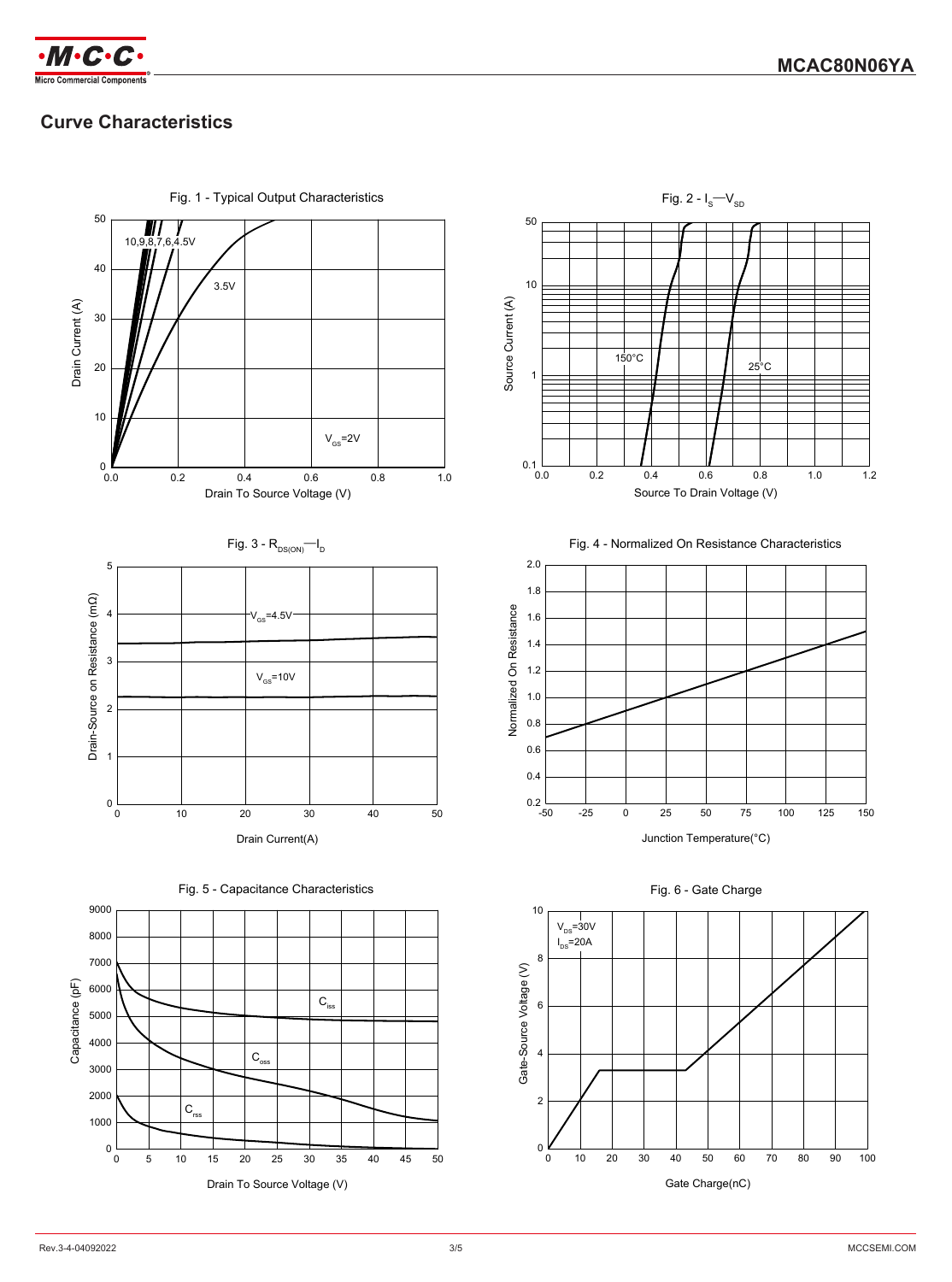## Curve Characteristics

Fig. 1 - Typical Output Characteristics

10,9,8,7,6,4.5V

3.5V

$V_{GS}$=2V

Drain Current (A)

Drain To Source Voltage (V)

Fig. 2 - $I_S$—$V_{SD}$

150°C

25°C

Source Current (A)

Source To Drain Voltage (V)

Fig. 3 - $R_{DS(ON)}$—$I_D$

$V_{GS}$=4.5V

$V_{GS}$=10V

Drain-Source on Resistance (mΩ)

Drain Current(A)

Fig. 4 - Normalized On Resistance Characteristics

Normalized On Resistance

Junction Temperature(°C)

Fig. 5 - Capacitance Characteristics

$C_{iss}$

$C_{oss}$

$C_{rss}$

Capacitance (pF)

Drain To Source Voltage (V)

Fig. 6 - Gate Charge

$V_{DS}$=30V

$I_{DS}$=20A

Gate-Source Voltage (V)

Gate Charge(nC)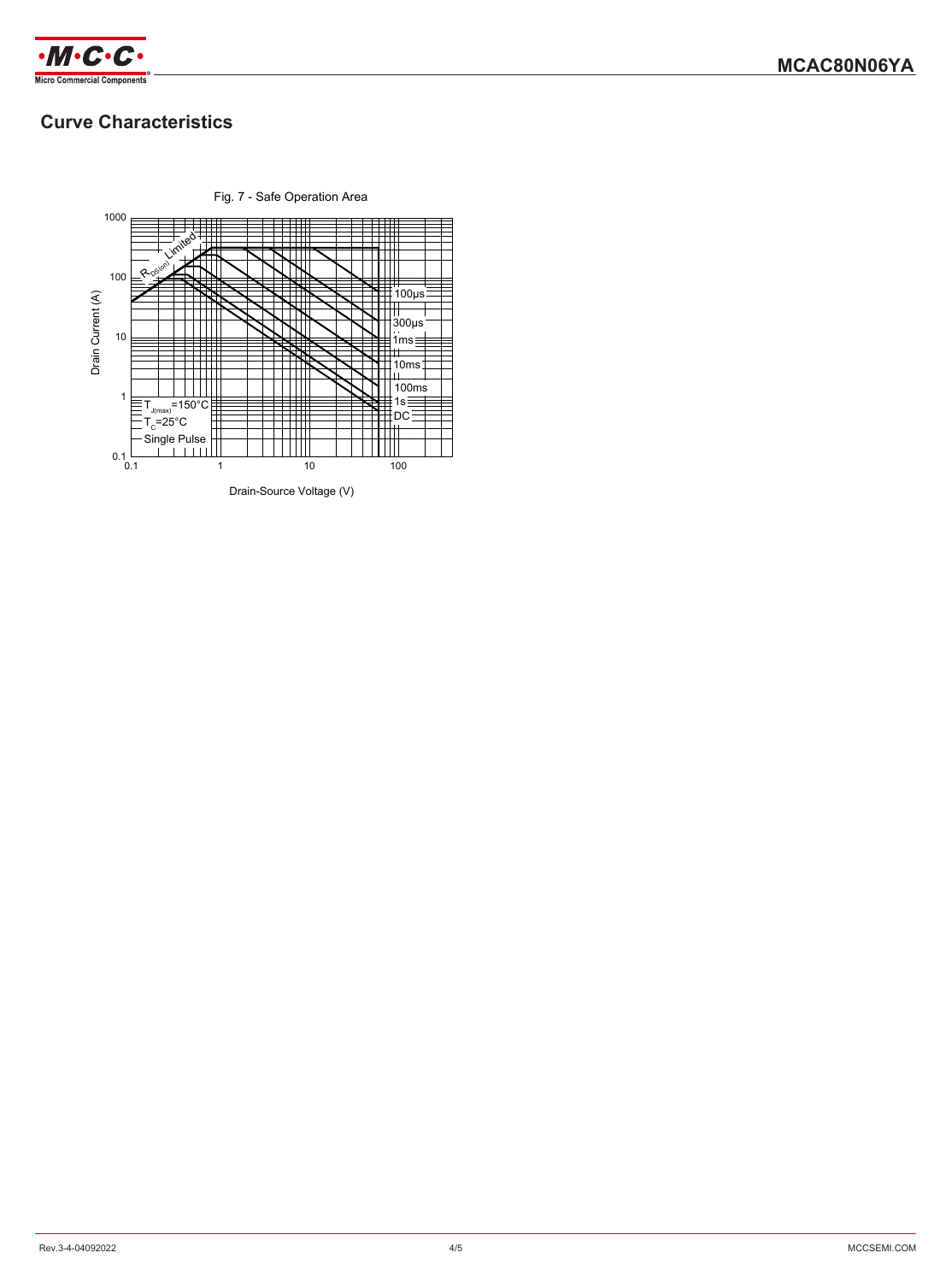## Curve Characteristics

Fig. 7 - Safe Operation Area

Drain Current (A) vs. Drain-Source Voltage (V)

$R_{DS(on)}$ Limited

100µs, 300µs, 1ms, 10ms, 100ms, 1s, DC

$T_{J(max)}$=150°C
$T_C$=25°C
Single Pulse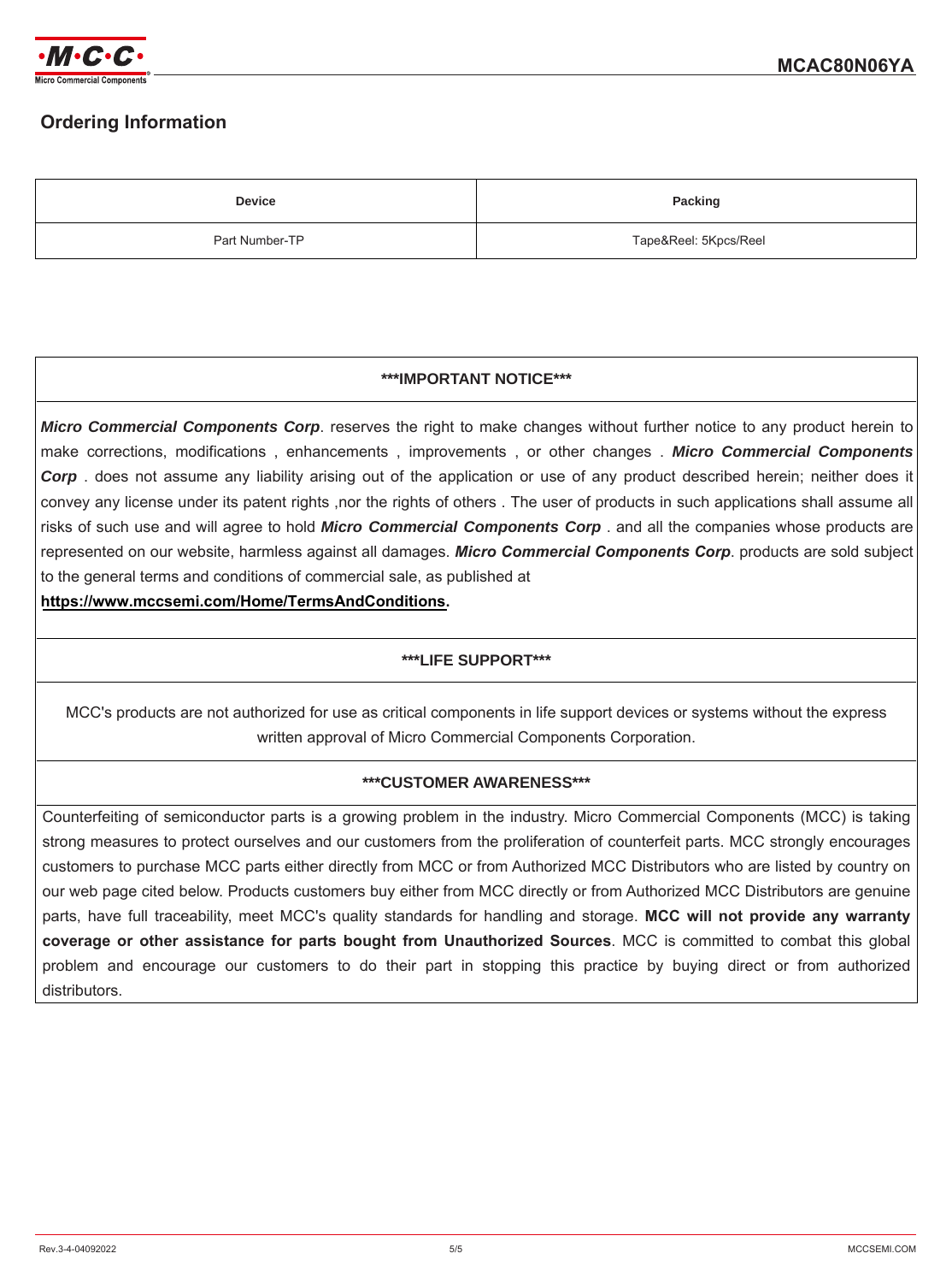## Ordering Information

| Device | Packing |
| --- | --- |
| Part Number-TP | Tape&Reel: 5Kpcs/Reel |

### ***IMPORTANT NOTICE***

***Micro Commercial Components Corp***. reserves the right to make changes without further notice to any product herein to make corrections, modifications , enhancements , improvements , or other changes . ***Micro Commercial Components Corp*** . does not assume any liability arising out of the application or use of any product described herein; neither does it convey any license under its patent rights ,nor the rights of others . The user of products in such applications shall assume all risks of such use and will agree to hold ***Micro Commercial Components Corp*** . and all the companies whose products are represented on our website, harmless against all damages. ***Micro Commercial Components Corp***. products are sold subject to the general terms and conditions of commercial sale, as published at
**https://www.mccsemi.com/Home/TermsAndConditions.**

### ***LIFE SUPPORT***

MCC's products are not authorized for use as critical components in life support devices or systems without the express written approval of Micro Commercial Components Corporation.

### ***CUSTOMER AWARENESS***

Counterfeiting of semiconductor parts is a growing problem in the industry. Micro Commercial Components (MCC) is taking strong measures to protect ourselves and our customers from the proliferation of counterfeit parts. MCC strongly encourages customers to purchase MCC parts either directly from MCC or from Authorized MCC Distributors who are listed by country on our web page cited below. Products customers buy either from MCC directly or from Authorized MCC Distributors are genuine parts, have full traceability, meet MCC's quality standards for handling and storage. **MCC will not provide any warranty coverage or other assistance for parts bought from Unauthorized Sources**. MCC is committed to combat this global problem and encourage our customers to do their part in stopping this practice by buying direct or from authorized distributors.